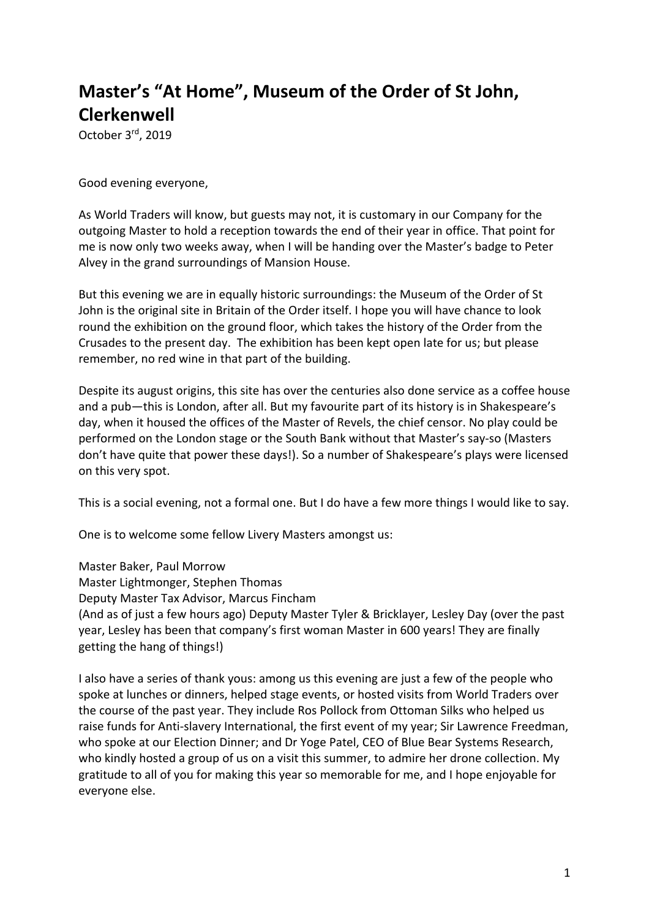# Master's "At Home", Museum of the Order of St John, Clerkenwell

October 3rd, 2019

Good evening everyone,

As World Traders will know, but guests may not, it is customary in our Company for the outgoing Master to hold a reception towards the end of their year in office. That point for me is now only two weeks away, when I will be handing over the Master's badge to Peter Alvey in the grand surroundings of Mansion House.

But this evening we are in equally historic surroundings: the Museum of the Order of St John is the original site in Britain of the Order itself. I hope you will have chance to look round the exhibition on the ground floor, which takes the history of the Order from the Crusades to the present day. The exhibition has been kept open late for us; but please remember, no red wine in that part of the building.

Despite its august origins, this site has over the centuries also done service as a coffee house and a pub—this is London, after all. But my favourite part of its history is in Shakespeare's day, when it housed the offices of the Master of Revels, the chief censor. No play could be performed on the London stage or the South Bank without that Master's say-so (Masters don't have quite that power these days!). So a number of Shakespeare's plays were licensed on this very spot.

This is a social evening, not a formal one. But I do have a few more things I would like to say.

One is to welcome some fellow Livery Masters amongst us:

Master Baker, Paul Morrow
Master Lightmonger, Stephen Thomas
Deputy Master Tax Advisor, Marcus Fincham
(And as of just a few hours ago) Deputy Master Tyler & Bricklayer, Lesley Day (over the past year, Lesley has been that company's first woman Master in 600 years! They are finally getting the hang of things!)

I also have a series of thank yous: among us this evening are just a few of the people who spoke at lunches or dinners, helped stage events, or hosted visits from World Traders over the course of the past year. They include Ros Pollock from Ottoman Silks who helped us raise funds for Anti-slavery International, the first event of my year; Sir Lawrence Freedman, who spoke at our Election Dinner; and Dr Yoge Patel, CEO of Blue Bear Systems Research, who kindly hosted a group of us on a visit this summer, to admire her drone collection. My gratitude to all of you for making this year so memorable for me, and I hope enjoyable for everyone else.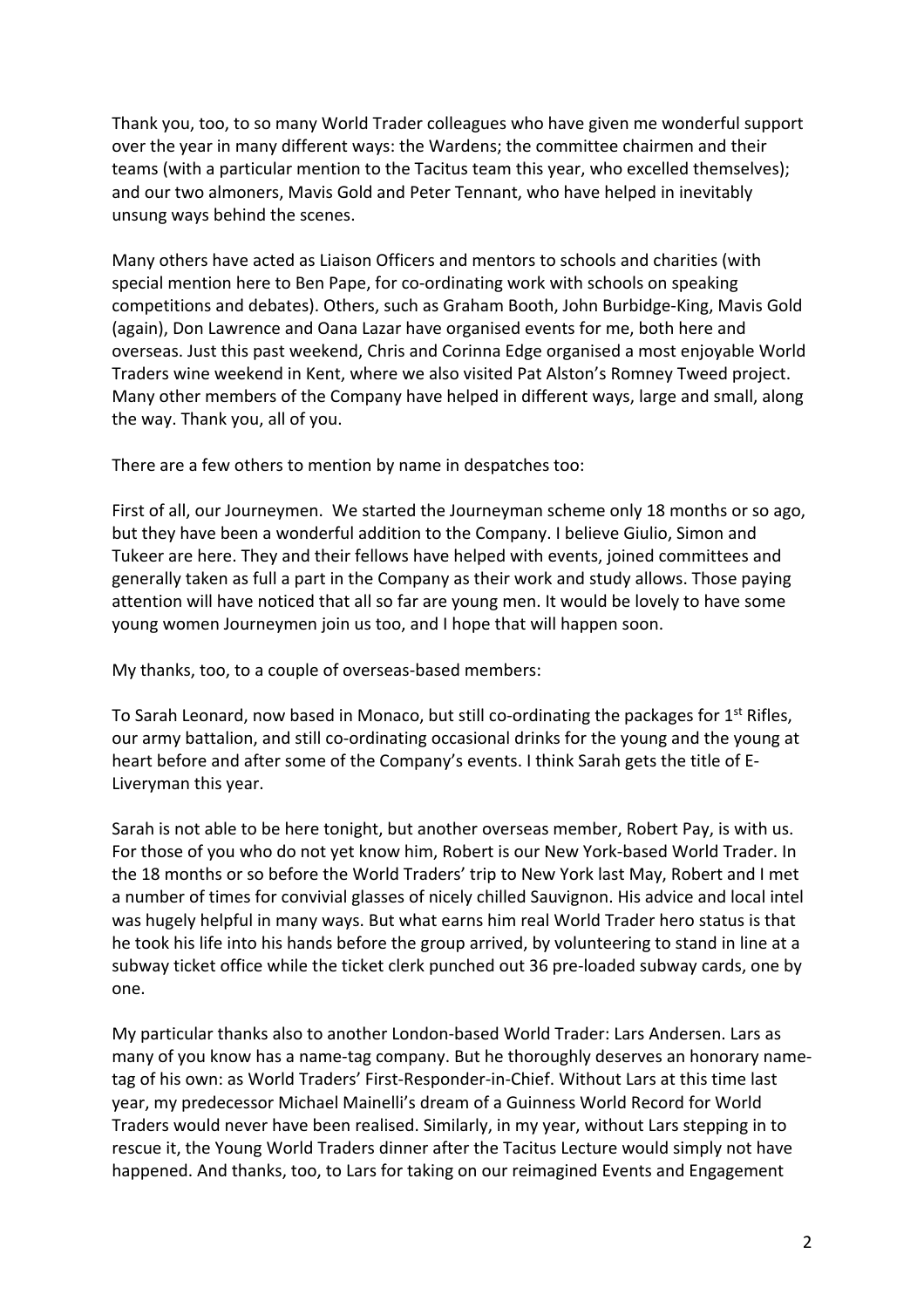Thank you, too, to so many World Trader colleagues who have given me wonderful support over the year in many different ways: the Wardens; the committee chairmen and their teams (with a particular mention to the Tacitus team this year, who excelled themselves); and our two almoners, Mavis Gold and Peter Tennant, who have helped in inevitably unsung ways behind the scenes.

Many others have acted as Liaison Officers and mentors to schools and charities (with special mention here to Ben Pape, for co-ordinating work with schools on speaking competitions and debates). Others, such as Graham Booth, John Burbidge-King, Mavis Gold (again), Don Lawrence and Oana Lazar have organised events for me, both here and overseas. Just this past weekend, Chris and Corinna Edge organised a most enjoyable World Traders wine weekend in Kent, where we also visited Pat Alston's Romney Tweed project. Many other members of the Company have helped in different ways, large and small, along the way. Thank you, all of you.

There are a few others to mention by name in despatches too:

First of all, our Journeymen. We started the Journeyman scheme only 18 months or so ago, but they have been a wonderful addition to the Company. I believe Giulio, Simon and Tukeer are here. They and their fellows have helped with events, joined committees and generally taken as full a part in the Company as their work and study allows. Those paying attention will have noticed that all so far are young men. It would be lovely to have some young women Journeymen join us too, and I hope that will happen soon.

My thanks, too, to a couple of overseas-based members:

To Sarah Leonard, now based in Monaco, but still co-ordinating the packages for 1st Rifles, our army battalion, and still co-ordinating occasional drinks for the young and the young at heart before and after some of the Company's events. I think Sarah gets the title of E-Liveryman this year.

Sarah is not able to be here tonight, but another overseas member, Robert Pay, is with us. For those of you who do not yet know him, Robert is our New York-based World Trader. In the 18 months or so before the World Traders' trip to New York last May, Robert and I met a number of times for convivial glasses of nicely chilled Sauvignon. His advice and local intel was hugely helpful in many ways. But what earns him real World Trader hero status is that he took his life into his hands before the group arrived, by volunteering to stand in line at a subway ticket office while the ticket clerk punched out 36 pre-loaded subway cards, one by one.

My particular thanks also to another London-based World Trader: Lars Andersen. Lars as many of you know has a name-tag company. But he thoroughly deserves an honorary name-tag of his own: as World Traders' First-Responder-in-Chief. Without Lars at this time last year, my predecessor Michael Mainelli's dream of a Guinness World Record for World Traders would never have been realised. Similarly, in my year, without Lars stepping in to rescue it, the Young World Traders dinner after the Tacitus Lecture would simply not have happened. And thanks, too, to Lars for taking on our reimagined Events and Engagement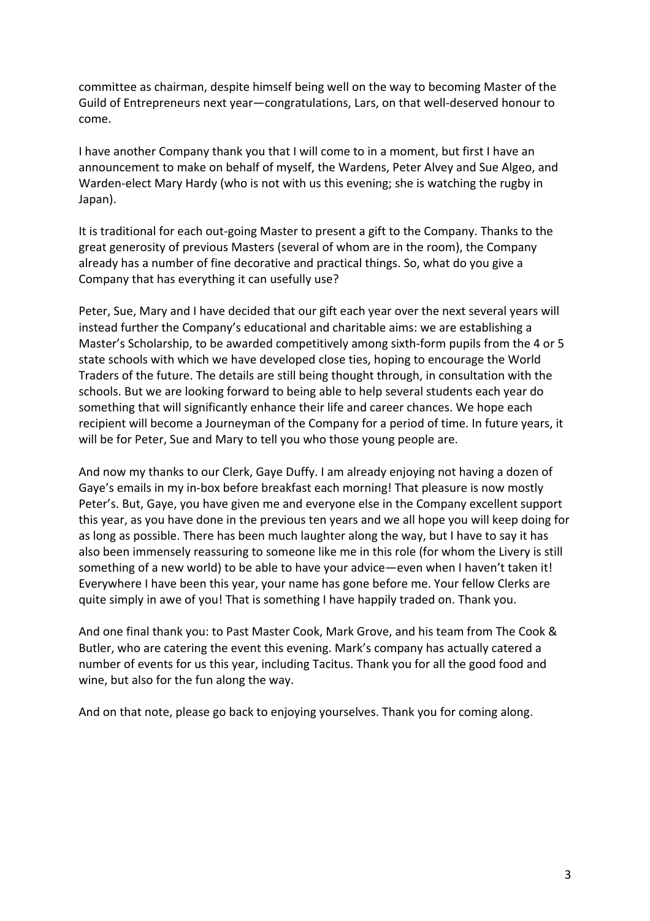committee as chairman, despite himself being well on the way to becoming Master of the Guild of Entrepreneurs next year—congratulations, Lars, on that well-deserved honour to come.

I have another Company thank you that I will come to in a moment, but first I have an announcement to make on behalf of myself, the Wardens, Peter Alvey and Sue Algeo, and Warden-elect Mary Hardy (who is not with us this evening; she is watching the rugby in Japan).

It is traditional for each out-going Master to present a gift to the Company. Thanks to the great generosity of previous Masters (several of whom are in the room), the Company already has a number of fine decorative and practical things. So, what do you give a Company that has everything it can usefully use?

Peter, Sue, Mary and I have decided that our gift each year over the next several years will instead further the Company's educational and charitable aims: we are establishing a Master's Scholarship, to be awarded competitively among sixth-form pupils from the 4 or 5 state schools with which we have developed close ties, hoping to encourage the World Traders of the future. The details are still being thought through, in consultation with the schools. But we are looking forward to being able to help several students each year do something that will significantly enhance their life and career chances. We hope each recipient will become a Journeyman of the Company for a period of time. In future years, it will be for Peter, Sue and Mary to tell you who those young people are.

And now my thanks to our Clerk, Gaye Duffy. I am already enjoying not having a dozen of Gaye's emails in my in-box before breakfast each morning! That pleasure is now mostly Peter's. But, Gaye, you have given me and everyone else in the Company excellent support this year, as you have done in the previous ten years and we all hope you will keep doing for as long as possible. There has been much laughter along the way, but I have to say it has also been immensely reassuring to someone like me in this role (for whom the Livery is still something of a new world) to be able to have your advice—even when I haven't taken it! Everywhere I have been this year, your name has gone before me. Your fellow Clerks are quite simply in awe of you! That is something I have happily traded on. Thank you.

And one final thank you: to Past Master Cook, Mark Grove, and his team from The Cook & Butler, who are catering the event this evening. Mark's company has actually catered a number of events for us this year, including Tacitus. Thank you for all the good food and wine, but also for the fun along the way.

And on that note, please go back to enjoying yourselves. Thank you for coming along.